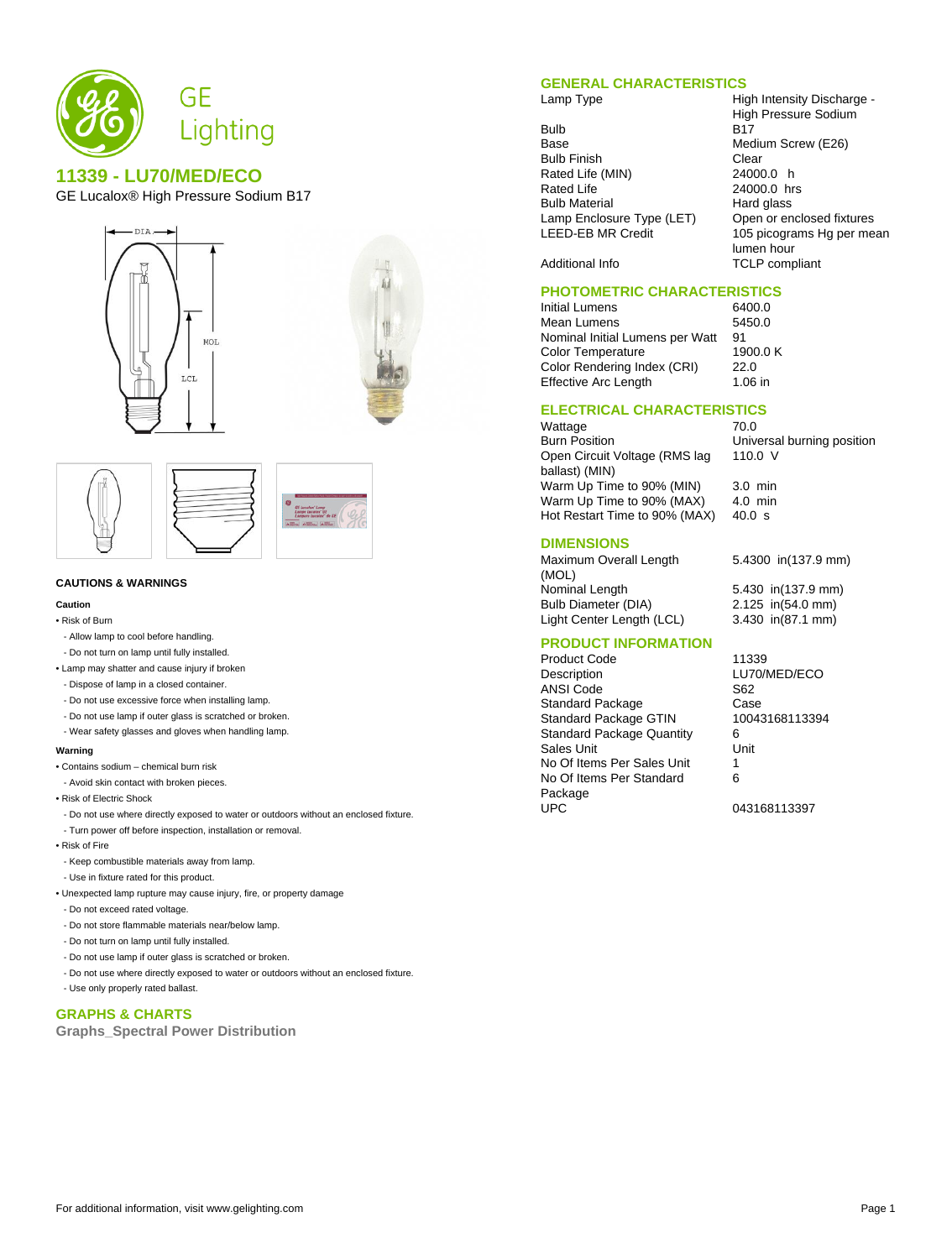GE Lighting

## 11339 - LU70/MED/ECO

GE Lucalox® High Pressure Sodium B17

### CAUTIONS & WARNINGS

**Caution**

- Risk of Burn
  - Allow lamp to cool before handling.
  - Do not turn on lamp until fully installed.
- Lamp may shatter and cause injury if broken
  - Dispose of lamp in a closed container.
  - Do not use excessive force when installing lamp.
  - Do not use lamp if outer glass is scratched or broken.
  - Wear safety glasses and gloves when handling lamp.

**Warning**

- Contains sodium – chemical burn risk
  - Avoid skin contact with broken pieces.
- Risk of Electric Shock
  - Do not use where directly exposed to water or outdoors without an enclosed fixture.
  - Turn power off before inspection, installation or removal.
- Risk of Fire
  - Keep combustible materials away from lamp.
  - Use in fixture rated for this product.
- Unexpected lamp rupture may cause injury, fire, or property damage
  - Do not exceed rated voltage.
  - Do not store flammable materials near/below lamp.
  - Do not turn on lamp until fully installed.
  - Do not use lamp if outer glass is scratched or broken.
  - Do not use where directly exposed to water or outdoors without an enclosed fixture.
  - Use only properly rated ballast.

### GRAPHS & CHARTS

**Graphs_Spectral Power Distribution**

### GENERAL CHARACTERISTICS

| | |
|---|---|
| Lamp Type | High Intensity Discharge - High Pressure Sodium |
| Bulb | B17 |
| Base | Medium Screw (E26) |
| Bulb Finish | Clear |
| Rated Life (MIN) | 24000.0 h |
| Rated Life | 24000.0 hrs |
| Bulb Material | Hard glass |
| Lamp Enclosure Type (LET) | Open or enclosed fixtures |
| LEED-EB MR Credit | 105 picograms Hg per mean lumen hour |
| Additional Info | TCLP compliant |

### PHOTOMETRIC CHARACTERISTICS

| | |
|---|---|
| Initial Lumens | 6400.0 |
| Mean Lumens | 5450.0 |
| Nominal Initial Lumens per Watt | 91 |
| Color Temperature | 1900.0 K |
| Color Rendering Index (CRI) | 22.0 |
| Effective Arc Length | 1.06 in |

### ELECTRICAL CHARACTERISTICS

| | |
|---|---|
| Wattage | 70.0 |
| Burn Position | Universal burning position |
| Open Circuit Voltage (RMS lag ballast) (MIN) | 110.0 V |
| Warm Up Time to 90% (MIN) | 3.0 min |
| Warm Up Time to 90% (MAX) | 4.0 min |
| Hot Restart Time to 90% (MAX) | 40.0 s |

### DIMENSIONS

| | |
|---|---|
| Maximum Overall Length (MOL) | 5.4300 in(137.9 mm) |
| Nominal Length | 5.430 in(137.9 mm) |
| Bulb Diameter (DIA) | 2.125 in(54.0 mm) |
| Light Center Length (LCL) | 3.430 in(87.1 mm) |

### PRODUCT INFORMATION

| | |
|---|---|
| Product Code | 11339 |
| Description | LU70/MED/ECO |
| ANSI Code | S62 |
| Standard Package | Case |
| Standard Package GTIN | 10043168113394 |
| Standard Package Quantity | 6 |
| Sales Unit | Unit |
| No Of Items Per Sales Unit | 1 |
| No Of Items Per Standard Package | 6 |
| UPC | 043168113397 |

For additional information, visit www.gelighting.com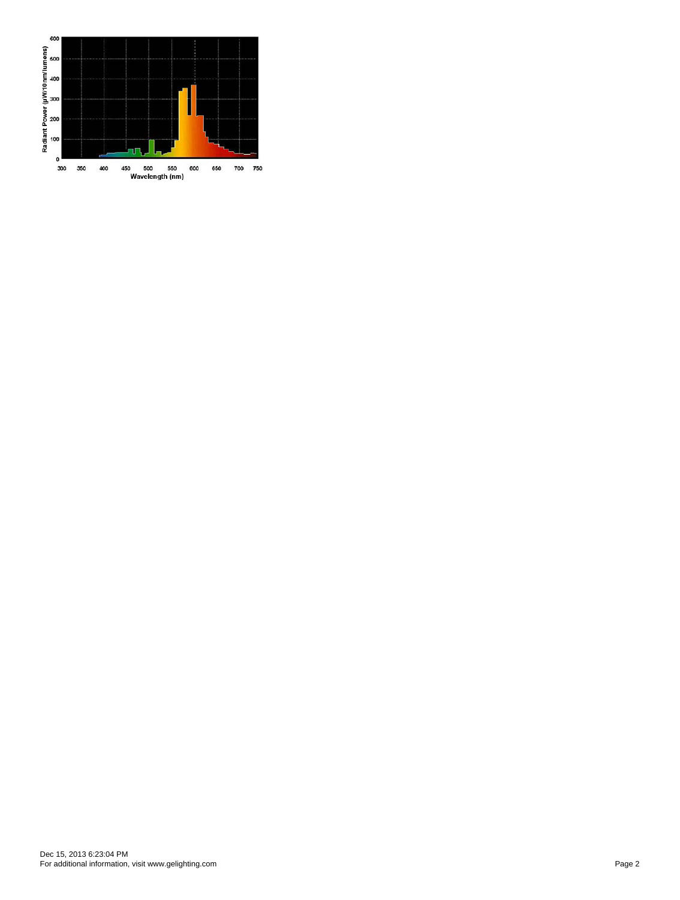Radiant Power (µW/10nm/lumens)

600
500
400
300
200
100
0

300 350 400 450 500 550 600 650 700 750

Wavelength (nm)

Dec 15, 2013 6:23:04 PM
For additional information, visit www.gelighting.com